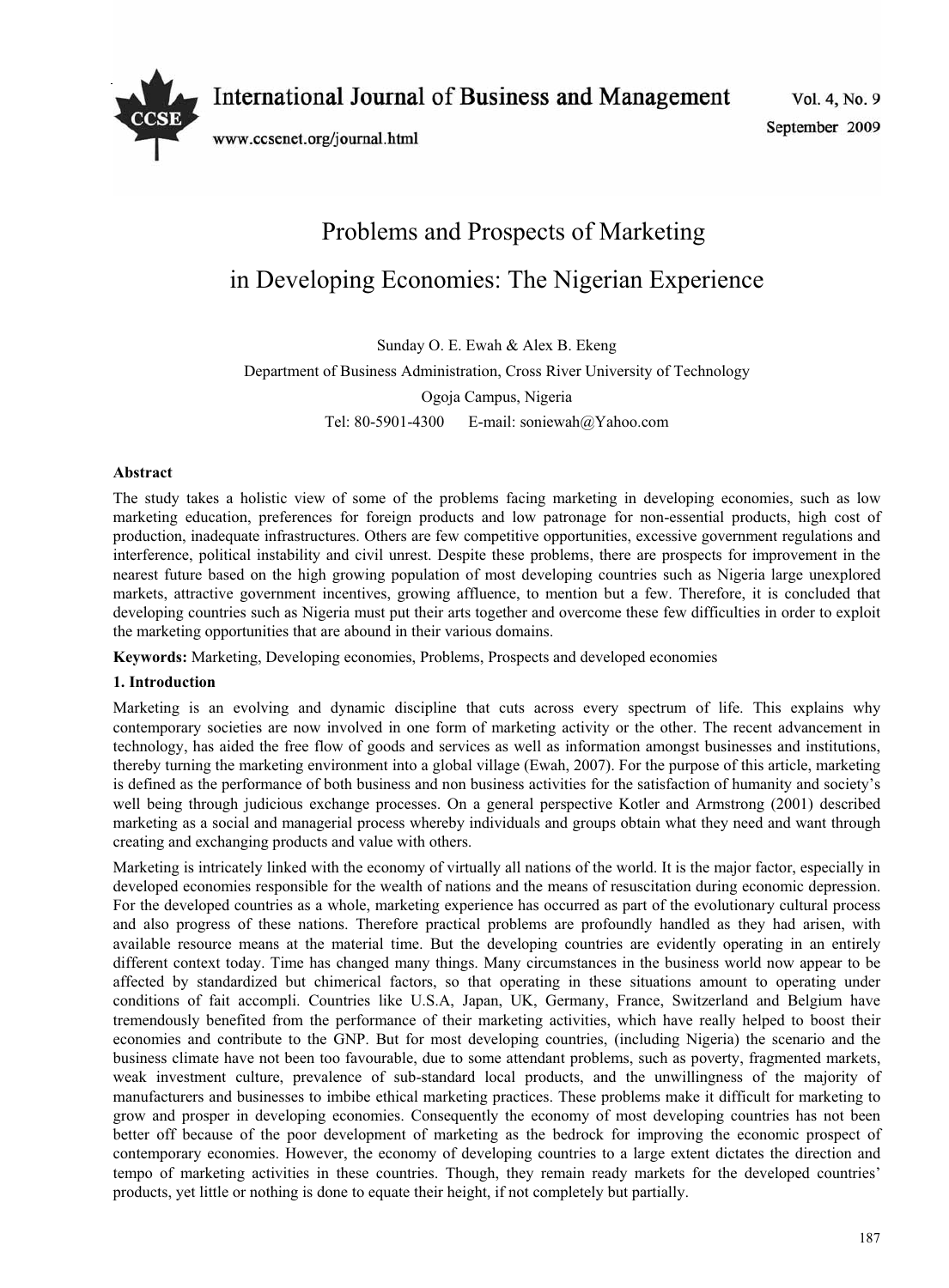# Problems and Prospects of Marketing in Developing Economies: The Nigerian Experience

Sunday O. E. Ewah & Alex B. Ekeng

Department of Business Administration, Cross River University of Technology

Ogoja Campus, Nigeria

Tel: 80-5901-4300 E-mail: soniewah@Yahoo.com

**Abstract**

The study takes a holistic view of some of the problems facing marketing in developing economies, such as low marketing education, preferences for foreign products and low patronage for non-essential products, high cost of production, inadequate infrastructures. Others are few competitive opportunities, excessive government regulations and interference, political instability and civil unrest. Despite these problems, there are prospects for improvement in the nearest future based on the high growing population of most developing countries such as Nigeria large unexplored markets, attractive government incentives, growing affluence, to mention but a few. Therefore, it is concluded that developing countries such as Nigeria must put their arts together and overcome these few difficulties in order to exploit the marketing opportunities that are abound in their various domains.

**Keywords:** Marketing, Developing economies, Problems, Prospects and developed economies

## 1. Introduction

Marketing is an evolving and dynamic discipline that cuts across every spectrum of life. This explains why contemporary societies are now involved in one form of marketing activity or the other. The recent advancement in technology, has aided the free flow of goods and services as well as information amongst businesses and institutions, thereby turning the marketing environment into a global village (Ewah, 2007). For the purpose of this article, marketing is defined as the performance of both business and non business activities for the satisfaction of humanity and society's well being through judicious exchange processes. On a general perspective Kotler and Armstrong (2001) described marketing as a social and managerial process whereby individuals and groups obtain what they need and want through creating and exchanging products and value with others.

Marketing is intricately linked with the economy of virtually all nations of the world. It is the major factor, especially in developed economies responsible for the wealth of nations and the means of resuscitation during economic depression. For the developed countries as a whole, marketing experience has occurred as part of the evolutionary cultural process and also progress of these nations. Therefore practical problems are profoundly handled as they had arisen, with available resource means at the material time. But the developing countries are evidently operating in an entirely different context today. Time has changed many things. Many circumstances in the business world now appear to be affected by standardized but chimerical factors, so that operating in these situations amount to operating under conditions of fait accompli. Countries like U.S.A, Japan, UK, Germany, France, Switzerland and Belgium have tremendously benefited from the performance of their marketing activities, which have really helped to boost their economies and contribute to the GNP. But for most developing countries, (including Nigeria) the scenario and the business climate have not been too favourable, due to some attendant problems, such as poverty, fragmented markets, weak investment culture, prevalence of sub-standard local products, and the unwillingness of the majority of manufacturers and businesses to imbibe ethical marketing practices. These problems make it difficult for marketing to grow and prosper in developing economies. Consequently the economy of most developing countries has not been better off because of the poor development of marketing as the bedrock for improving the economic prospect of contemporary economies. However, the economy of developing countries to a large extent dictates the direction and tempo of marketing activities in these countries. Though, they remain ready markets for the developed countries' products, yet little or nothing is done to equate their height, if not completely but partially.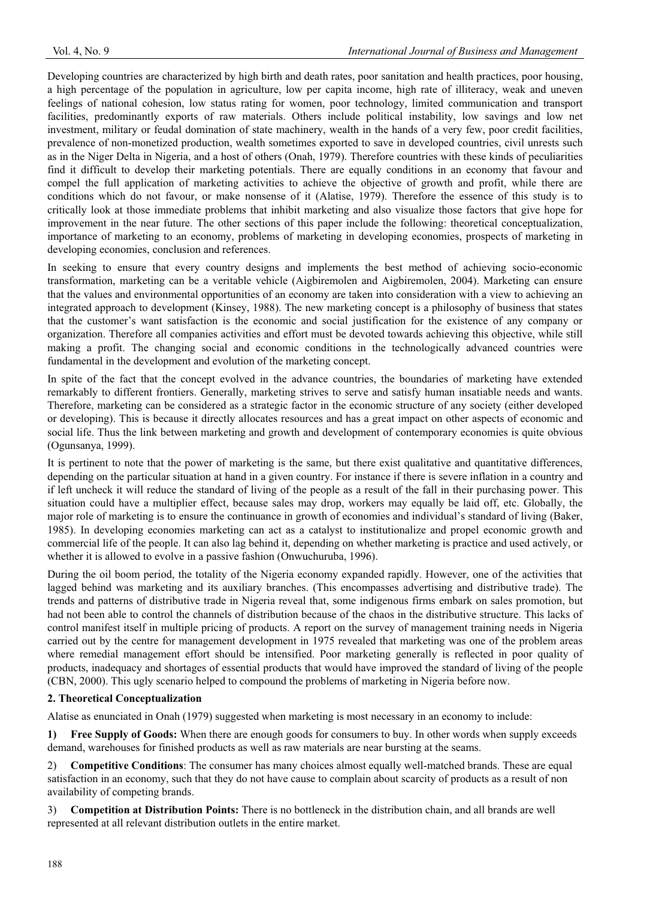Developing countries are characterized by high birth and death rates, poor sanitation and health practices, poor housing, a high percentage of the population in agriculture, low per capita income, high rate of illiteracy, weak and uneven feelings of national cohesion, low status rating for women, poor technology, limited communication and transport facilities, predominantly exports of raw materials. Others include political instability, low savings and low net investment, military or feudal domination of state machinery, wealth in the hands of a very few, poor credit facilities, prevalence of non-monetized production, wealth sometimes exported to save in developed countries, civil unrests such as in the Niger Delta in Nigeria, and a host of others (Onah, 1979). Therefore countries with these kinds of peculiarities find it difficult to develop their marketing potentials. There are equally conditions in an economy that favour and compel the full application of marketing activities to achieve the objective of growth and profit, while there are conditions which do not favour, or make nonsense of it (Alatise, 1979). Therefore the essence of this study is to critically look at those immediate problems that inhibit marketing and also visualize those factors that give hope for improvement in the near future. The other sections of this paper include the following: theoretical conceptualization, importance of marketing to an economy, problems of marketing in developing economies, prospects of marketing in developing economies, conclusion and references.

In seeking to ensure that every country designs and implements the best method of achieving socio-economic transformation, marketing can be a veritable vehicle (Aigbiremolen and Aigbiremolen, 2004). Marketing can ensure that the values and environmental opportunities of an economy are taken into consideration with a view to achieving an integrated approach to development (Kinsey, 1988). The new marketing concept is a philosophy of business that states that the customer's want satisfaction is the economic and social justification for the existence of any company or organization. Therefore all companies activities and effort must be devoted towards achieving this objective, while still making a profit. The changing social and economic conditions in the technologically advanced countries were fundamental in the development and evolution of the marketing concept.

In spite of the fact that the concept evolved in the advance countries, the boundaries of marketing have extended remarkably to different frontiers. Generally, marketing strives to serve and satisfy human insatiable needs and wants. Therefore, marketing can be considered as a strategic factor in the economic structure of any society (either developed or developing). This is because it directly allocates resources and has a great impact on other aspects of economic and social life. Thus the link between marketing and growth and development of contemporary economies is quite obvious (Ogunsanya, 1999).

It is pertinent to note that the power of marketing is the same, but there exist qualitative and quantitative differences, depending on the particular situation at hand in a given country. For instance if there is severe inflation in a country and if left uncheck it will reduce the standard of living of the people as a result of the fall in their purchasing power. This situation could have a multiplier effect, because sales may drop, workers may equally be laid off, etc. Globally, the major role of marketing is to ensure the continuance in growth of economies and individual's standard of living (Baker, 1985). In developing economies marketing can act as a catalyst to institutionalize and propel economic growth and commercial life of the people. It can also lag behind it, depending on whether marketing is practice and used actively, or whether it is allowed to evolve in a passive fashion (Onwuchuruba, 1996).

During the oil boom period, the totality of the Nigeria economy expanded rapidly. However, one of the activities that lagged behind was marketing and its auxiliary branches. (This encompasses advertising and distributive trade). The trends and patterns of distributive trade in Nigeria reveal that, some indigenous firms embark on sales promotion, but had not been able to control the channels of distribution because of the chaos in the distributive structure. This lacks of control manifest itself in multiple pricing of products. A report on the survey of management training needs in Nigeria carried out by the centre for management development in 1975 revealed that marketing was one of the problem areas where remedial management effort should be intensified. Poor marketing generally is reflected in poor quality of products, inadequacy and shortages of essential products that would have improved the standard of living of the people (CBN, 2000). This ugly scenario helped to compound the problems of marketing in Nigeria before now.

## 2. Theoretical Conceptualization

Alatise as enunciated in Onah (1979) suggested when marketing is most necessary in an economy to include:

1) **Free Supply of Goods:** When there are enough goods for consumers to buy. In other words when supply exceeds demand, warehouses for finished products as well as raw materials are near bursting at the seams.

2) **Competitive Conditions**: The consumer has many choices almost equally well-matched brands. These are equal satisfaction in an economy, such that they do not have cause to complain about scarcity of products as a result of non availability of competing brands.

3) **Competition at Distribution Points:** There is no bottleneck in the distribution chain, and all brands are well represented at all relevant distribution outlets in the entire market.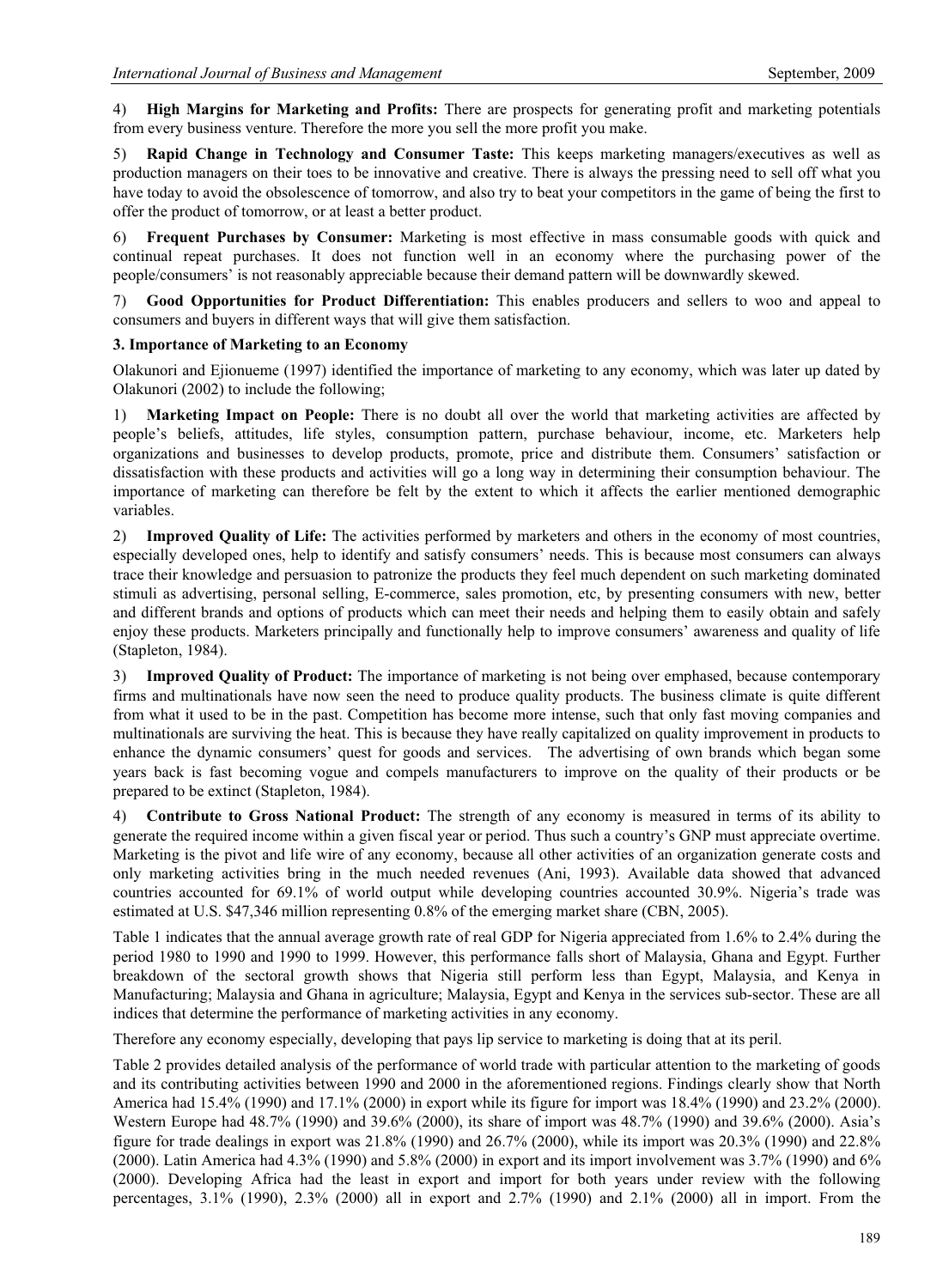4) **High Margins for Marketing and Profits:** There are prospects for generating profit and marketing potentials from every business venture. Therefore the more you sell the more profit you make.

5) **Rapid Change in Technology and Consumer Taste:** This keeps marketing managers/executives as well as production managers on their toes to be innovative and creative. There is always the pressing need to sell off what you have today to avoid the obsolescence of tomorrow, and also try to beat your competitors in the game of being the first to offer the product of tomorrow, or at least a better product.

6) **Frequent Purchases by Consumer:** Marketing is most effective in mass consumable goods with quick and continual repeat purchases. It does not function well in an economy where the purchasing power of the people/consumers' is not reasonably appreciable because their demand pattern will be downwardly skewed.

7) **Good Opportunities for Product Differentiation:** This enables producers and sellers to woo and appeal to consumers and buyers in different ways that will give them satisfaction.

**3. Importance of Marketing to an Economy**

Olakunori and Ejionueme (1997) identified the importance of marketing to any economy, which was later up dated by Olakunori (2002) to include the following;

1) **Marketing Impact on People:** There is no doubt all over the world that marketing activities are affected by people's beliefs, attitudes, life styles, consumption pattern, purchase behaviour, income, etc. Marketers help organizations and businesses to develop products, promote, price and distribute them. Consumers' satisfaction or dissatisfaction with these products and activities will go a long way in determining their consumption behaviour. The importance of marketing can therefore be felt by the extent to which it affects the earlier mentioned demographic variables.

2) **Improved Quality of Life:** The activities performed by marketers and others in the economy of most countries, especially developed ones, help to identify and satisfy consumers' needs. This is because most consumers can always trace their knowledge and persuasion to patronize the products they feel much dependent on such marketing dominated stimuli as advertising, personal selling, E-commerce, sales promotion, etc, by presenting consumers with new, better and different brands and options of products which can meet their needs and helping them to easily obtain and safely enjoy these products. Marketers principally and functionally help to improve consumers' awareness and quality of life (Stapleton, 1984).

3) **Improved Quality of Product:** The importance of marketing is not being over emphased, because contemporary firms and multinationals have now seen the need to produce quality products. The business climate is quite different from what it used to be in the past. Competition has become more intense, such that only fast moving companies and multinationals are surviving the heat. This is because they have really capitalized on quality improvement in products to enhance the dynamic consumers' quest for goods and services. The advertising of own brands which began some years back is fast becoming vogue and compels manufacturers to improve on the quality of their products or be prepared to be extinct (Stapleton, 1984).

4) **Contribute to Gross National Product:** The strength of any economy is measured in terms of its ability to generate the required income within a given fiscal year or period. Thus such a country's GNP must appreciate overtime. Marketing is the pivot and life wire of any economy, because all other activities of an organization generate costs and only marketing activities bring in the much needed revenues (Ani, 1993). Available data showed that advanced countries accounted for 69.1% of world output while developing countries accounted 30.9%. Nigeria's trade was estimated at U.S. $47,346 million representing 0.8% of the emerging market share (CBN, 2005).

Table 1 indicates that the annual average growth rate of real GDP for Nigeria appreciated from 1.6% to 2.4% during the period 1980 to 1990 and 1990 to 1999. However, this performance falls short of Malaysia, Ghana and Egypt. Further breakdown of the sectoral growth shows that Nigeria still perform less than Egypt, Malaysia, and Kenya in Manufacturing; Malaysia and Ghana in agriculture; Malaysia, Egypt and Kenya in the services sub-sector. These are all indices that determine the performance of marketing activities in any economy.

Therefore any economy especially, developing that pays lip service to marketing is doing that at its peril.

Table 2 provides detailed analysis of the performance of world trade with particular attention to the marketing of goods and its contributing activities between 1990 and 2000 in the aforementioned regions. Findings clearly show that North America had 15.4% (1990) and 17.1% (2000) in export while its figure for import was 18.4% (1990) and 23.2% (2000). Western Europe had 48.7% (1990) and 39.6% (2000), its share of import was 48.7% (1990) and 39.6% (2000). Asia's figure for trade dealings in export was 21.8% (1990) and 26.7% (2000), while its import was 20.3% (1990) and 22.8% (2000). Latin America had 4.3% (1990) and 5.8% (2000) in export and its import involvement was 3.7% (1990) and 6% (2000). Developing Africa had the least in export and import for both years under review with the following percentages, 3.1% (1990), 2.3% (2000) all in export and 2.7% (1990) and 2.1% (2000) all in import. From the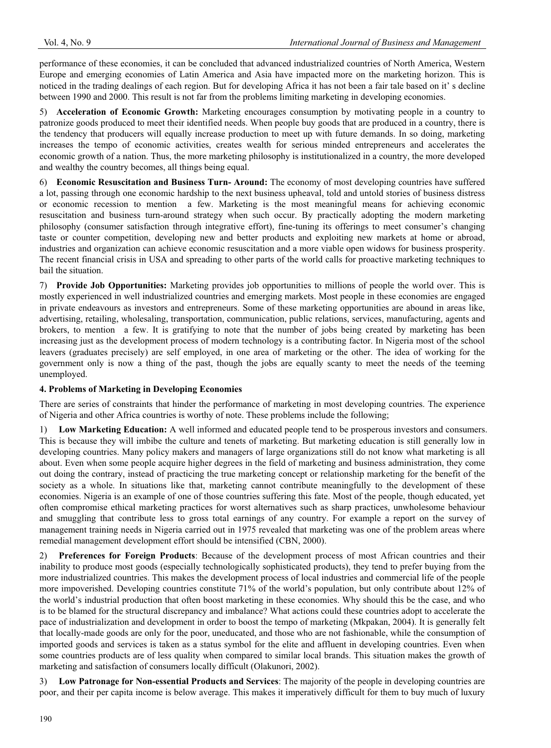performance of these economies, it can be concluded that advanced industrialized countries of North America, Western Europe and emerging economies of Latin America and Asia have impacted more on the marketing horizon. This is noticed in the trading dealings of each region. But for developing Africa it has not been a fair tale based on it' s decline between 1990 and 2000. This result is not far from the problems limiting marketing in developing economies.

5) **Acceleration of Economic Growth:** Marketing encourages consumption by motivating people in a country to patronize goods produced to meet their identified needs. When people buy goods that are produced in a country, there is the tendency that producers will equally increase production to meet up with future demands. In so doing, marketing increases the tempo of economic activities, creates wealth for serious minded entrepreneurs and accelerates the economic growth of a nation. Thus, the more marketing philosophy is institutionalized in a country, the more developed and wealthy the country becomes, all things being equal.

6) **Economic Resuscitation and Business Turn- Around:** The economy of most developing countries have suffered a lot, passing through one economic hardship to the next business upheaval, told and untold stories of business distress or economic recession to mention a few. Marketing is the most meaningful means for achieving economic resuscitation and business turn-around strategy when such occur. By practically adopting the modern marketing philosophy (consumer satisfaction through integrative effort), fine-tuning its offerings to meet consumer's changing taste or counter competition, developing new and better products and exploiting new markets at home or abroad, industries and organization can achieve economic resuscitation and a more viable open widows for business prosperity. The recent financial crisis in USA and spreading to other parts of the world calls for proactive marketing techniques to bail the situation.

7) **Provide Job Opportunities:** Marketing provides job opportunities to millions of people the world over. This is mostly experienced in well industrialized countries and emerging markets. Most people in these economies are engaged in private endeavours as investors and entrepreneurs. Some of these marketing opportunities are abound in areas like, advertising, retailing, wholesaling, transportation, communication, public relations, services, manufacturing, agents and brokers, to mention a few. It is gratifying to note that the number of jobs being created by marketing has been increasing just as the development process of modern technology is a contributing factor. In Nigeria most of the school leavers (graduates precisely) are self employed, in one area of marketing or the other. The idea of working for the government only is now a thing of the past, though the jobs are equally scanty to meet the needs of the teeming unemployed.

### 4. Problems of Marketing in Developing Economies

There are series of constraints that hinder the performance of marketing in most developing countries. The experience of Nigeria and other Africa countries is worthy of note. These problems include the following;

1) **Low Marketing Education:** A well informed and educated people tend to be prosperous investors and consumers. This is because they will imbibe the culture and tenets of marketing. But marketing education is still generally low in developing countries. Many policy makers and managers of large organizations still do not know what marketing is all about. Even when some people acquire higher degrees in the field of marketing and business administration, they come out doing the contrary, instead of practicing the true marketing concept or relationship marketing for the benefit of the society as a whole. In situations like that, marketing cannot contribute meaningfully to the development of these economies. Nigeria is an example of one of those countries suffering this fate. Most of the people, though educated, yet often compromise ethical marketing practices for worst alternatives such as sharp practices, unwholesome behaviour and smuggling that contribute less to gross total earnings of any country. For example a report on the survey of management training needs in Nigeria carried out in 1975 revealed that marketing was one of the problem areas where remedial management development effort should be intensified (CBN, 2000).

2) **Preferences for Foreign Products**: Because of the development process of most African countries and their inability to produce most goods (especially technologically sophisticated products), they tend to prefer buying from the more industrialized countries. This makes the development process of local industries and commercial life of the people more impoverished. Developing countries constitute 71% of the world's population, but only contribute about 12% of the world's industrial production that often boost marketing in these economies. Why should this be the case, and who is to be blamed for the structural discrepancy and imbalance? What actions could these countries adopt to accelerate the pace of industrialization and development in order to boost the tempo of marketing (Mkpakan, 2004). It is generally felt that locally-made goods are only for the poor, uneducated, and those who are not fashionable, while the consumption of imported goods and services is taken as a status symbol for the elite and affluent in developing countries. Even when some countries products are of less quality when compared to similar local brands. This situation makes the growth of marketing and satisfaction of consumers locally difficult (Olakunori, 2002).

3) **Low Patronage for Non-essential Products and Services**: The majority of the people in developing countries are poor, and their per capita income is below average. This makes it imperatively difficult for them to buy much of luxury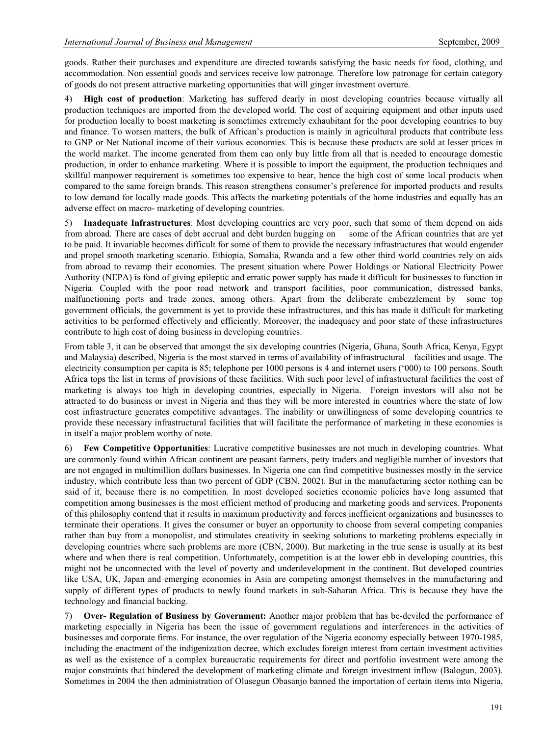goods. Rather their purchases and expenditure are directed towards satisfying the basic needs for food, clothing, and accommodation. Non essential goods and services receive low patronage. Therefore low patronage for certain category of goods do not present attractive marketing opportunities that will ginger investment overture.

4) **High cost of production**: Marketing has suffered dearly in most developing countries because virtually all production techniques are imported from the developed world. The cost of acquiring equipment and other inputs used for production locally to boost marketing is sometimes extremely exhaubitant for the poor developing countries to buy and finance. To worsen matters, the bulk of African's production is mainly in agricultural products that contribute less to GNP or Net National income of their various economies. This is because these products are sold at lesser prices in the world market. The income generated from them can only buy little from all that is needed to encourage domestic production, in order to enhance marketing. Where it is possible to import the equipment, the production techniques and skillful manpower requirement is sometimes too expensive to bear, hence the high cost of some local products when compared to the same foreign brands. This reason strengthens consumer's preference for imported products and results to low demand for locally made goods. This affects the marketing potentials of the home industries and equally has an adverse effect on macro- marketing of developing countries.

5) **Inadequate Infrastructures**: Most developing countries are very poor, such that some of them depend on aids from abroad. There are cases of debt accrual and debt burden hugging on some of the African countries that are yet to be paid. It invariable becomes difficult for some of them to provide the necessary infrastructures that would engender and propel smooth marketing scenario. Ethiopia, Somalia, Rwanda and a few other third world countries rely on aids from abroad to revamp their economies. The present situation where Power Holdings or National Electricity Power Authority (NEPA) is fond of giving epileptic and erratic power supply has made it difficult for businesses to function in Nigeria. Coupled with the poor road network and transport facilities, poor communication, distressed banks, malfunctioning ports and trade zones, among others. Apart from the deliberate embezzlement by some top government officials, the government is yet to provide these infrastructures, and this has made it difficult for marketing activities to be performed effectively and efficiently. Moreover, the inadequacy and poor state of these infrastructures contribute to high cost of doing business in developing countries.

From table 3, it can be observed that amongst the six developing countries (Nigeria, Ghana, South Africa, Kenya, Egypt and Malaysia) described, Nigeria is the most starved in terms of availability of infrastructural facilities and usage. The electricity consumption per capita is 85; telephone per 1000 persons is 4 and internet users ('000) to 100 persons. South Africa tops the list in terms of provisions of these facilities. With such poor level of infrastructural facilities the cost of marketing is always too high in developing countries, especially in Nigeria. Foreign investors will also not be attracted to do business or invest in Nigeria and thus they will be more interested in countries where the state of low cost infrastructure generates competitive advantages. The inability or unwillingness of some developing countries to provide these necessary infrastructural facilities that will facilitate the performance of marketing in these economies is in itself a major problem worthy of note.

6) **Few Competitive Opportunities**: Lucrative competitive businesses are not much in developing countries. What are commonly found within African continent are peasant farmers, petty traders and negligible number of investors that are not engaged in multimillion dollars businesses. In Nigeria one can find competitive businesses mostly in the service industry, which contribute less than two percent of GDP (CBN, 2002). But in the manufacturing sector nothing can be said of it, because there is no competition. In most developed societies economic policies have long assumed that competition among businesses is the most efficient method of producing and marketing goods and services. Proponents of this philosophy contend that it results in maximum productivity and forces inefficient organizations and businesses to terminate their operations. It gives the consumer or buyer an opportunity to choose from several competing companies rather than buy from a monopolist, and stimulates creativity in seeking solutions to marketing problems especially in developing countries where such problems are more (CBN, 2000). But marketing in the true sense is usually at its best where and when there is real competition. Unfortunately, competition is at the lower ebb in developing countries, this might not be unconnected with the level of poverty and underdevelopment in the continent. But developed countries like USA, UK, Japan and emerging economies in Asia are competing amongst themselves in the manufacturing and supply of different types of products to newly found markets in sub-Saharan Africa. This is because they have the technology and financial backing.

7) **Over- Regulation of Business by Government:** Another major problem that has be-deviled the performance of marketing especially in Nigeria has been the issue of government regulations and interferences in the activities of businesses and corporate firms. For instance, the over regulation of the Nigeria economy especially between 1970-1985, including the enactment of the indigenization decree, which excludes foreign interest from certain investment activities as well as the existence of a complex bureaucratic requirements for direct and portfolio investment were among the major constraints that hindered the development of marketing climate and foreign investment inflow (Balogun, 2003). Sometimes in 2004 the then administration of Olusegun Obasanjo banned the importation of certain items into Nigeria,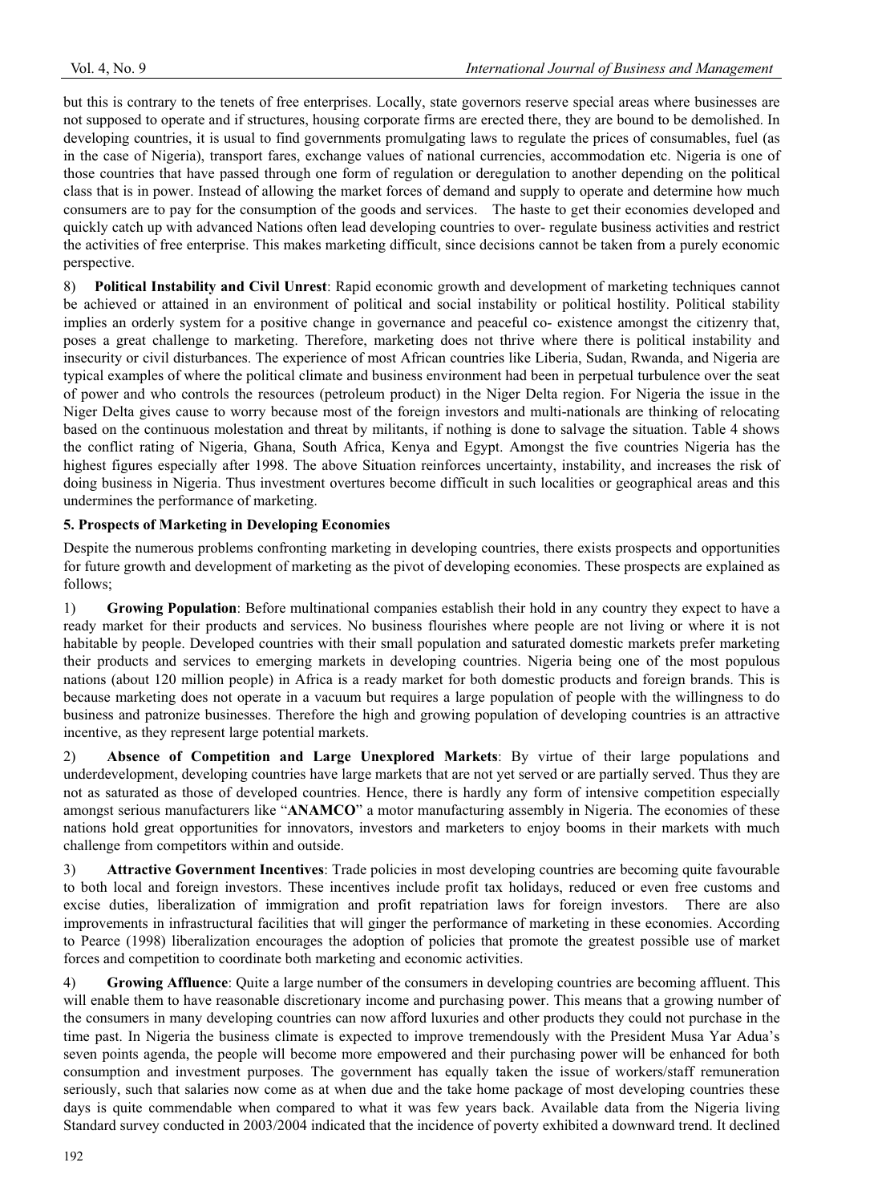but this is contrary to the tenets of free enterprises. Locally, state governors reserve special areas where businesses are not supposed to operate and if structures, housing corporate firms are erected there, they are bound to be demolished. In developing countries, it is usual to find governments promulgating laws to regulate the prices of consumables, fuel (as in the case of Nigeria), transport fares, exchange values of national currencies, accommodation etc. Nigeria is one of those countries that have passed through one form of regulation or deregulation to another depending on the political class that is in power. Instead of allowing the market forces of demand and supply to operate and determine how much consumers are to pay for the consumption of the goods and services. The haste to get their economies developed and quickly catch up with advanced Nations often lead developing countries to over- regulate business activities and restrict the activities of free enterprise. This makes marketing difficult, since decisions cannot be taken from a purely economic perspective.

8) **Political Instability and Civil Unrest**: Rapid economic growth and development of marketing techniques cannot be achieved or attained in an environment of political and social instability or political hostility. Political stability implies an orderly system for a positive change in governance and peaceful co- existence amongst the citizenry that, poses a great challenge to marketing. Therefore, marketing does not thrive where there is political instability and insecurity or civil disturbances. The experience of most African countries like Liberia, Sudan, Rwanda, and Nigeria are typical examples of where the political climate and business environment had been in perpetual turbulence over the seat of power and who controls the resources (petroleum product) in the Niger Delta region. For Nigeria the issue in the Niger Delta gives cause to worry because most of the foreign investors and multi-nationals are thinking of relocating based on the continuous molestation and threat by militants, if nothing is done to salvage the situation. Table 4 shows the conflict rating of Nigeria, Ghana, South Africa, Kenya and Egypt. Amongst the five countries Nigeria has the highest figures especially after 1998. The above Situation reinforces uncertainty, instability, and increases the risk of doing business in Nigeria. Thus investment overtures become difficult in such localities or geographical areas and this undermines the performance of marketing.

### 5. Prospects of Marketing in Developing Economies

Despite the numerous problems confronting marketing in developing countries, there exists prospects and opportunities for future growth and development of marketing as the pivot of developing economies. These prospects are explained as follows;

1) **Growing Population**: Before multinational companies establish their hold in any country they expect to have a ready market for their products and services. No business flourishes where people are not living or where it is not habitable by people. Developed countries with their small population and saturated domestic markets prefer marketing their products and services to emerging markets in developing countries. Nigeria being one of the most populous nations (about 120 million people) in Africa is a ready market for both domestic products and foreign brands. This is because marketing does not operate in a vacuum but requires a large population of people with the willingness to do business and patronize businesses. Therefore the high and growing population of developing countries is an attractive incentive, as they represent large potential markets.

2) **Absence of Competition and Large Unexplored Markets**: By virtue of their large populations and underdevelopment, developing countries have large markets that are not yet served or are partially served. Thus they are not as saturated as those of developed countries. Hence, there is hardly any form of intensive competition especially amongst serious manufacturers like "**ANAMCO**" a motor manufacturing assembly in Nigeria. The economies of these nations hold great opportunities for innovators, investors and marketers to enjoy booms in their markets with much challenge from competitors within and outside.

3) **Attractive Government Incentives**: Trade policies in most developing countries are becoming quite favourable to both local and foreign investors. These incentives include profit tax holidays, reduced or even free customs and excise duties, liberalization of immigration and profit repatriation laws for foreign investors. There are also improvements in infrastructural facilities that will ginger the performance of marketing in these economies. According to Pearce (1998) liberalization encourages the adoption of policies that promote the greatest possible use of market forces and competition to coordinate both marketing and economic activities.

4) **Growing Affluence**: Quite a large number of the consumers in developing countries are becoming affluent. This will enable them to have reasonable discretionary income and purchasing power. This means that a growing number of the consumers in many developing countries can now afford luxuries and other products they could not purchase in the time past. In Nigeria the business climate is expected to improve tremendously with the President Musa Yar Adua's seven points agenda, the people will become more empowered and their purchasing power will be enhanced for both consumption and investment purposes. The government has equally taken the issue of workers/staff remuneration seriously, such that salaries now come as at when due and the take home package of most developing countries these days is quite commendable when compared to what it was few years back. Available data from the Nigeria living Standard survey conducted in 2003/2004 indicated that the incidence of poverty exhibited a downward trend. It declined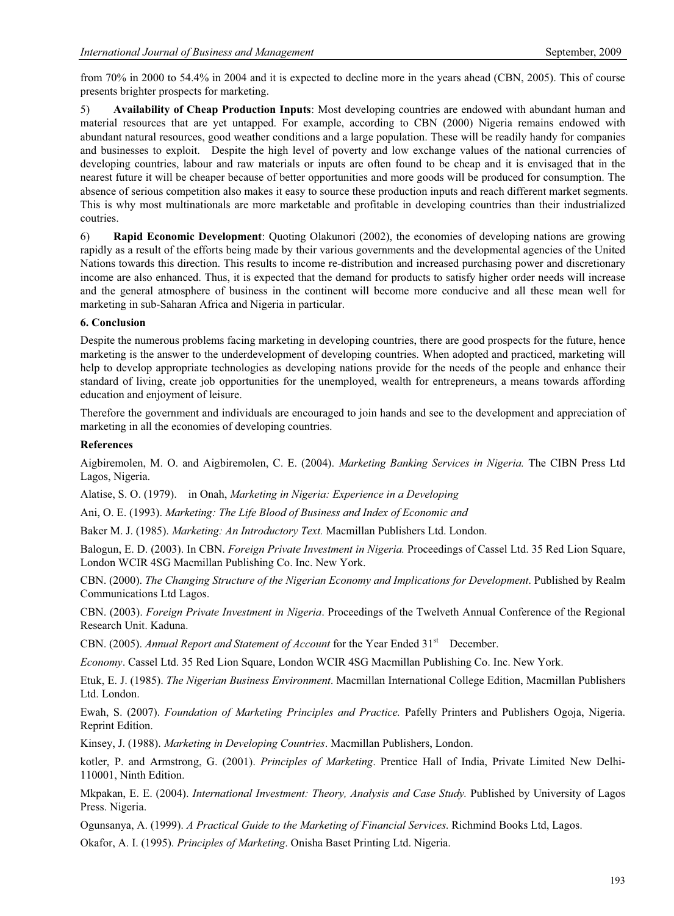from 70% in 2000 to 54.4% in 2004 and it is expected to decline more in the years ahead (CBN, 2005). This of course presents brighter prospects for marketing.

5) **Availability of Cheap Production Inputs**: Most developing countries are endowed with abundant human and material resources that are yet untapped. For example, according to CBN (2000) Nigeria remains endowed with abundant natural resources, good weather conditions and a large population. These will be readily handy for companies and businesses to exploit. Despite the high level of poverty and low exchange values of the national currencies of developing countries, labour and raw materials or inputs are often found to be cheap and it is envisaged that in the nearest future it will be cheaper because of better opportunities and more goods will be produced for consumption. The absence of serious competition also makes it easy to source these production inputs and reach different market segments. This is why most multinationals are more marketable and profitable in developing countries than their industrialized coutries.

6) **Rapid Economic Development**: Quoting Olakunori (2002), the economies of developing nations are growing rapidly as a result of the efforts being made by their various governments and the developmental agencies of the United Nations towards this direction. This results to income re-distribution and increased purchasing power and discretionary income are also enhanced. Thus, it is expected that the demand for products to satisfy higher order needs will increase and the general atmosphere of business in the continent will become more conducive and all these mean well for marketing in sub-Saharan Africa and Nigeria in particular.

## 6. Conclusion

Despite the numerous problems facing marketing in developing countries, there are good prospects for the future, hence marketing is the answer to the underdevelopment of developing countries. When adopted and practiced, marketing will help to develop appropriate technologies as developing nations provide for the needs of the people and enhance their standard of living, create job opportunities for the unemployed, wealth for entrepreneurs, a means towards affording education and enjoyment of leisure.

Therefore the government and individuals are encouraged to join hands and see to the development and appreciation of marketing in all the economies of developing countries.

## References

Aigbiremolen, M. O. and Aigbiremolen, C. E. (2004). *Marketing Banking Services in Nigeria.* The CIBN Press Ltd Lagos, Nigeria.

Alatise, S. O. (1979). in Onah, *Marketing in Nigeria: Experience in a Developing*

Ani, O. E. (1993). *Marketing: The Life Blood of Business and Index of Economic and*

Baker M. J. (1985). *Marketing: An Introductory Text.* Macmillan Publishers Ltd. London.

Balogun, E. D. (2003). In CBN. *Foreign Private Investment in Nigeria.* Proceedings of Cassel Ltd. 35 Red Lion Square, London WCIR 4SG Macmillan Publishing Co. Inc. New York.

CBN. (2000). *The Changing Structure of the Nigerian Economy and Implications for Development*. Published by Realm Communications Ltd Lagos.

CBN. (2003). *Foreign Private Investment in Nigeria*. Proceedings of the Twelveth Annual Conference of the Regional Research Unit. Kaduna.

CBN. (2005). *Annual Report and Statement of Account* for the Year Ended 31st December.

*Economy*. Cassel Ltd. 35 Red Lion Square, London WCIR 4SG Macmillan Publishing Co. Inc. New York.

Etuk, E. J. (1985). *The Nigerian Business Environment*. Macmillan International College Edition, Macmillan Publishers Ltd. London.

Ewah, S. (2007). *Foundation of Marketing Principles and Practice.* Pafelly Printers and Publishers Ogoja, Nigeria. Reprint Edition.

Kinsey, J. (1988). *Marketing in Developing Countries*. Macmillan Publishers, London.

kotler, P. and Armstrong, G. (2001). *Principles of Marketing*. Prentice Hall of India, Private Limited New Delhi-110001, Ninth Edition.

Mkpakan, E. E. (2004). *International Investment: Theory, Analysis and Case Study.* Published by University of Lagos Press. Nigeria.

Ogunsanya, A. (1999). *A Practical Guide to the Marketing of Financial Services*. Richmind Books Ltd, Lagos.

Okafor, A. I. (1995). *Principles of Marketing*. Onisha Baset Printing Ltd. Nigeria.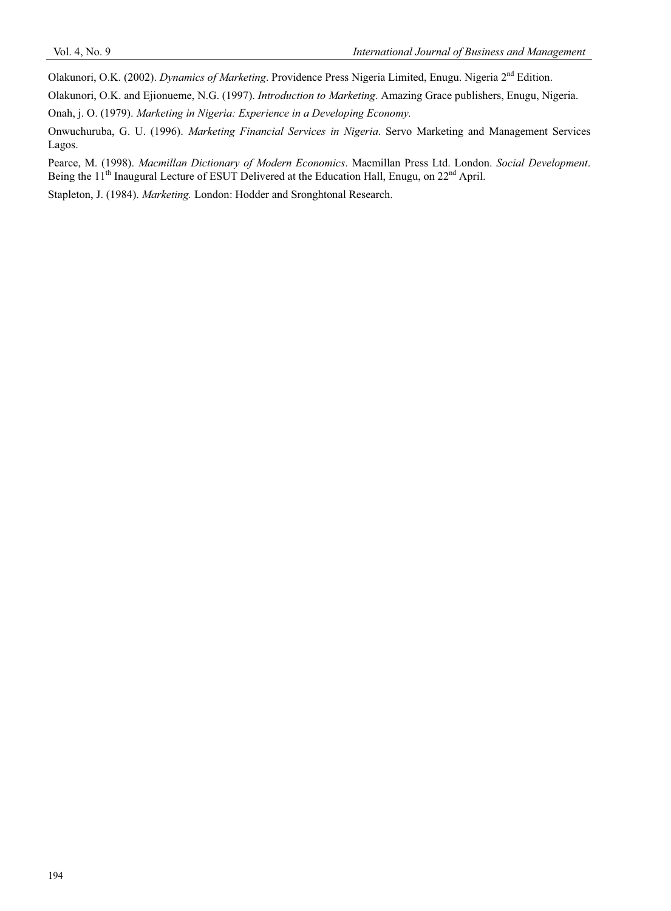Olakunori, O.K. (2002). *Dynamics of Marketing*. Providence Press Nigeria Limited, Enugu. Nigeria 2nd Edition.

Olakunori, O.K. and Ejionueme, N.G. (1997). *Introduction to Marketing*. Amazing Grace publishers, Enugu, Nigeria.

Onah, j. O. (1979). *Marketing in Nigeria: Experience in a Developing Economy.*

Onwuchuruba, G. U. (1996). *Marketing Financial Services in Nigeria*. Servo Marketing and Management Services Lagos.

Pearce, M. (1998). *Macmillan Dictionary of Modern Economics*. Macmillan Press Ltd. London. *Social Development*. Being the 11th Inaugural Lecture of ESUT Delivered at the Education Hall, Enugu, on 22nd April.

Stapleton, J. (1984). *Marketing.* London: Hodder and Sronghtonal Research.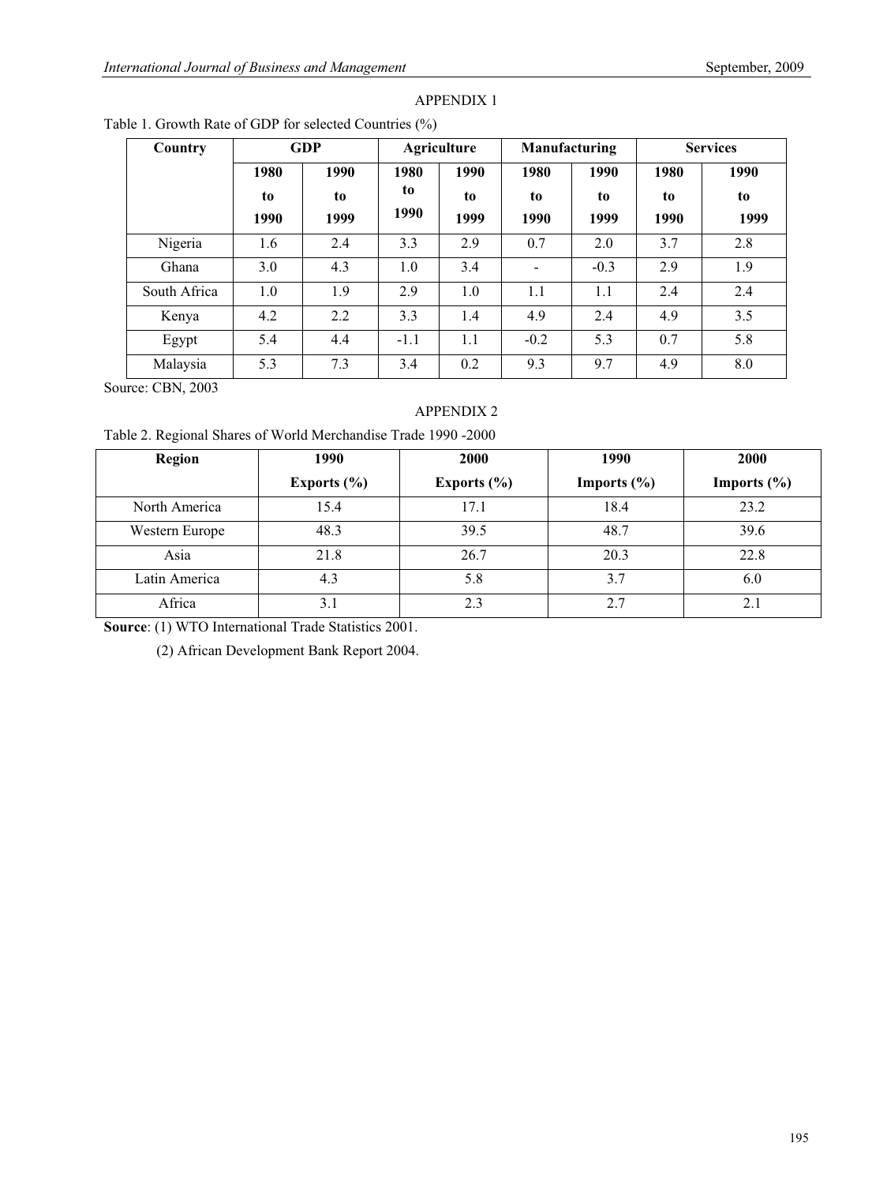APPENDIX 1

Table 1. Growth Rate of GDP for selected Countries (%)

| Country | GDP | | Agriculture | | Manufacturing | | Services | |
|---|---|---|---|---|---|---|---|---|
| | 1980 to 1990 | 1990 to 1999 | 1980 to 1990 | 1990 to 1999 | 1980 to 1990 | 1990 to 1999 | 1980 to 1990 | 1990 to 1999 |
| Nigeria | 1.6 | 2.4 | 3.3 | 2.9 | 0.7 | 2.0 | 3.7 | 2.8 |
| Ghana | 3.0 | 4.3 | 1.0 | 3.4 | - | -0.3 | 2.9 | 1.9 |
| South Africa | 1.0 | 1.9 | 2.9 | 1.0 | 1.1 | 1.1 | 2.4 | 2.4 |
| Kenya | 4.2 | 2.2 | 3.3 | 1.4 | 4.9 | 2.4 | 4.9 | 3.5 |
| Egypt | 5.4 | 4.4 | -1.1 | 1.1 | -0.2 | 5.3 | 0.7 | 5.8 |
| Malaysia | 5.3 | 7.3 | 3.4 | 0.2 | 9.3 | 9.7 | 4.9 | 8.0 |

Source: CBN, 2003

APPENDIX 2

Table 2. Regional Shares of World Merchandise Trade 1990 -2000

| Region | 1990 Exports (%) | 2000 Exports (%) | 1990 Imports (%) | 2000 Imports (%) |
|---|---|---|---|---|
| North America | 15.4 | 17.1 | 18.4 | 23.2 |
| Western Europe | 48.3 | 39.5 | 48.7 | 39.6 |
| Asia | 21.8 | 26.7 | 20.3 | 22.8 |
| Latin America | 4.3 | 5.8 | 3.7 | 6.0 |
| Africa | 3.1 | 2.3 | 2.7 | 2.1 |

**Source**: (1) WTO International Trade Statistics 2001.

(2) African Development Bank Report 2004.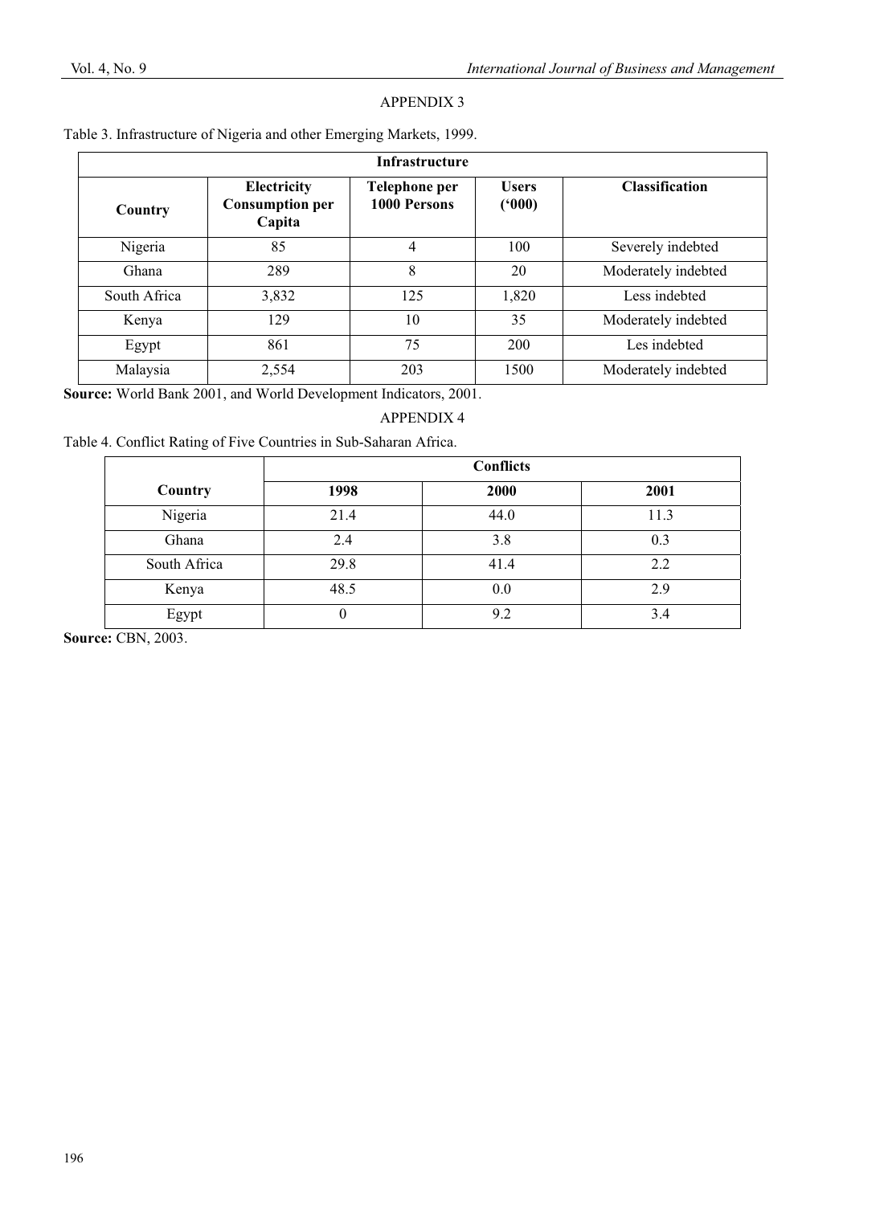APPENDIX 3

Table 3. Infrastructure of Nigeria and other Emerging Markets, 1999.

| Infrastructure | | | | |
|---|---|---|---|---|
| **Country** | **Electricity Consumption per Capita** | **Telephone per 1000 Persons** | **Users ('000)** | **Classification** |
| Nigeria | 85 | 4 | 100 | Severely indebted |
| Ghana | 289 | 8 | 20 | Moderately indebted |
| South Africa | 3,832 | 125 | 1,820 | Less indebted |
| Kenya | 129 | 10 | 35 | Moderately indebted |
| Egypt | 861 | 75 | 200 | Les indebted |
| Malaysia | 2,554 | 203 | 1500 | Moderately indebted |

**Source:** World Bank 2001, and World Development Indicators, 2001.

APPENDIX 4

Table 4. Conflict Rating of Five Countries in Sub-Saharan Africa.

| | **Conflicts** | | |
|---|---|---|---|
| **Country** | **1998** | **2000** | **2001** |
| Nigeria | 21.4 | 44.0 | 11.3 |
| Ghana | 2.4 | 3.8 | 0.3 |
| South Africa | 29.8 | 41.4 | 2.2 |
| Kenya | 48.5 | 0.0 | 2.9 |
| Egypt | 0 | 9.2 | 3.4 |

**Source:** CBN, 2003.